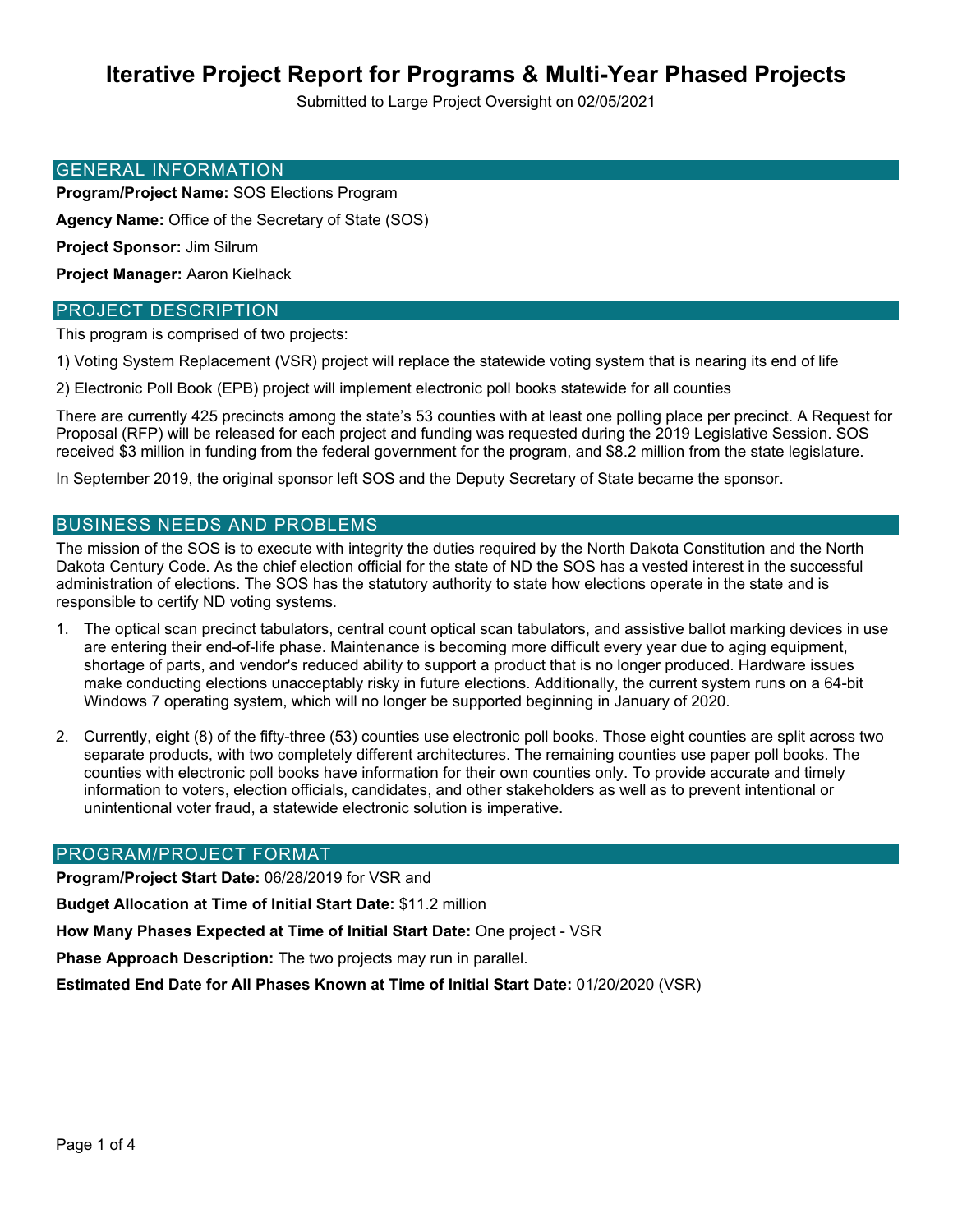# Iterative Project Report for Programs & Multi-Year Phased Projects

Submitted to Large Project Oversight on 02/05/2021

## GENERAL INFORMATION

**Program/Project Name:** SOS Elections Program

**Agency Name:** Office of the Secretary of State (SOS)

**Project Sponsor:** Jim Silrum

**Project Manager:** Aaron Kielhack

## PROJECT DESCRIPTION

This program is comprised of two projects:

1) Voting System Replacement (VSR) project will replace the statewide voting system that is nearing its end of life

2) Electronic Poll Book (EPB) project will implement electronic poll books statewide for all counties

There are currently 425 precincts among the state's 53 counties with at least one polling place per precinct. A Request for Proposal (RFP) will be released for each project and funding was requested during the 2019 Legislative Session. SOS received $3 million in funding from the federal government for the program, and $8.2 million from the state legislature.

In September 2019, the original sponsor left SOS and the Deputy Secretary of State became the sponsor.

## BUSINESS NEEDS AND PROBLEMS

The mission of the SOS is to execute with integrity the duties required by the North Dakota Constitution and the North Dakota Century Code. As the chief election official for the state of ND the SOS has a vested interest in the successful administration of elections. The SOS has the statutory authority to state how elections operate in the state and is responsible to certify ND voting systems.

1. The optical scan precinct tabulators, central count optical scan tabulators, and assistive ballot marking devices in use are entering their end-of-life phase. Maintenance is becoming more difficult every year due to aging equipment, shortage of parts, and vendor's reduced ability to support a product that is no longer produced. Hardware issues make conducting elections unacceptably risky in future elections. Additionally, the current system runs on a 64-bit Windows 7 operating system, which will no longer be supported beginning in January of 2020.

2. Currently, eight (8) of the fifty-three (53) counties use electronic poll books. Those eight counties are split across two separate products, with two completely different architectures. The remaining counties use paper poll books. The counties with electronic poll books have information for their own counties only. To provide accurate and timely information to voters, election officials, candidates, and other stakeholders as well as to prevent intentional or unintentional voter fraud, a statewide electronic solution is imperative.

## PROGRAM/PROJECT FORMAT

**Program/Project Start Date:** 06/28/2019 for VSR and

**Budget Allocation at Time of Initial Start Date:** $11.2 million

**How Many Phases Expected at Time of Initial Start Date:** One project - VSR

**Phase Approach Description:** The two projects may run in parallel.

**Estimated End Date for All Phases Known at Time of Initial Start Date:** 01/20/2020 (VSR)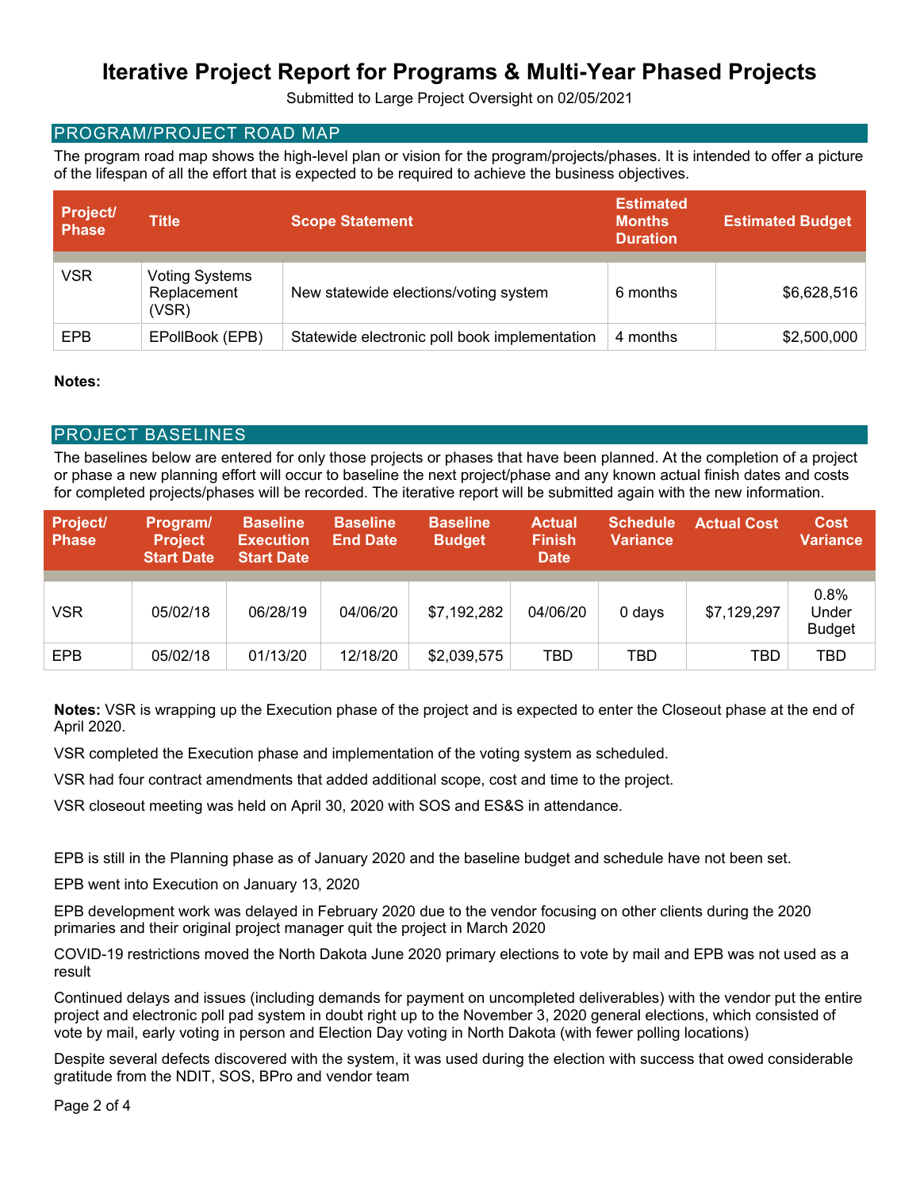# Iterative Project Report for Programs & Multi-Year Phased Projects

Submitted to Large Project Oversight on 02/05/2021

## PROGRAM/PROJECT ROAD MAP

The program road map shows the high-level plan or vision for the program/projects/phases. It is intended to offer a picture of the lifespan of all the effort that is expected to be required to achieve the business objectives.

| Project/ Phase | Title | Scope Statement | Estimated Months Duration | Estimated Budget |
|---|---|---|---|---|
| VSR | Voting Systems Replacement (VSR) | New statewide elections/voting system | 6 months | $6,628,516 |
| EPB | EPollBook (EPB) | Statewide electronic poll book implementation | 4 months | $2,500,000 |

**Notes:**

## PROJECT BASELINES

The baselines below are entered for only those projects or phases that have been planned. At the completion of a project or phase a new planning effort will occur to baseline the next project/phase and any known actual finish dates and costs for completed projects/phases will be recorded. The iterative report will be submitted again with the new information.

| Project/ Phase | Program/ Project Start Date | Baseline Execution Start Date | Baseline End Date | Baseline Budget | Actual Finish Date | Schedule Variance | Actual Cost | Cost Variance |
|---|---|---|---|---|---|---|---|---|
| VSR | 05/02/18 | 06/28/19 | 04/06/20 | $7,192,282 | 04/06/20 | 0 days | $7,129,297 | 0.8% Under Budget |
| EPB | 05/02/18 | 01/13/20 | 12/18/20 | $2,039,575 | TBD | TBD | TBD | TBD |

**Notes:** VSR is wrapping up the Execution phase of the project and is expected to enter the Closeout phase at the end of April 2020.

VSR completed the Execution phase and implementation of the voting system as scheduled.

VSR had four contract amendments that added additional scope, cost and time to the project.

VSR closeout meeting was held on April 30, 2020 with SOS and ES&S in attendance.

EPB is still in the Planning phase as of January 2020 and the baseline budget and schedule have not been set.

EPB went into Execution on January 13, 2020

EPB development work was delayed in February 2020 due to the vendor focusing on other clients during the 2020 primaries and their original project manager quit the project in March 2020

COVID-19 restrictions moved the North Dakota June 2020 primary elections to vote by mail and EPB was not used as a result

Continued delays and issues (including demands for payment on uncompleted deliverables) with the vendor put the entire project and electronic poll pad system in doubt right up to the November 3, 2020 general elections, which consisted of vote by mail, early voting in person and Election Day voting in North Dakota (with fewer polling locations)

Despite several defects discovered with the system, it was used during the election with success that owed considerable gratitude from the NDIT, SOS, BPro and vendor team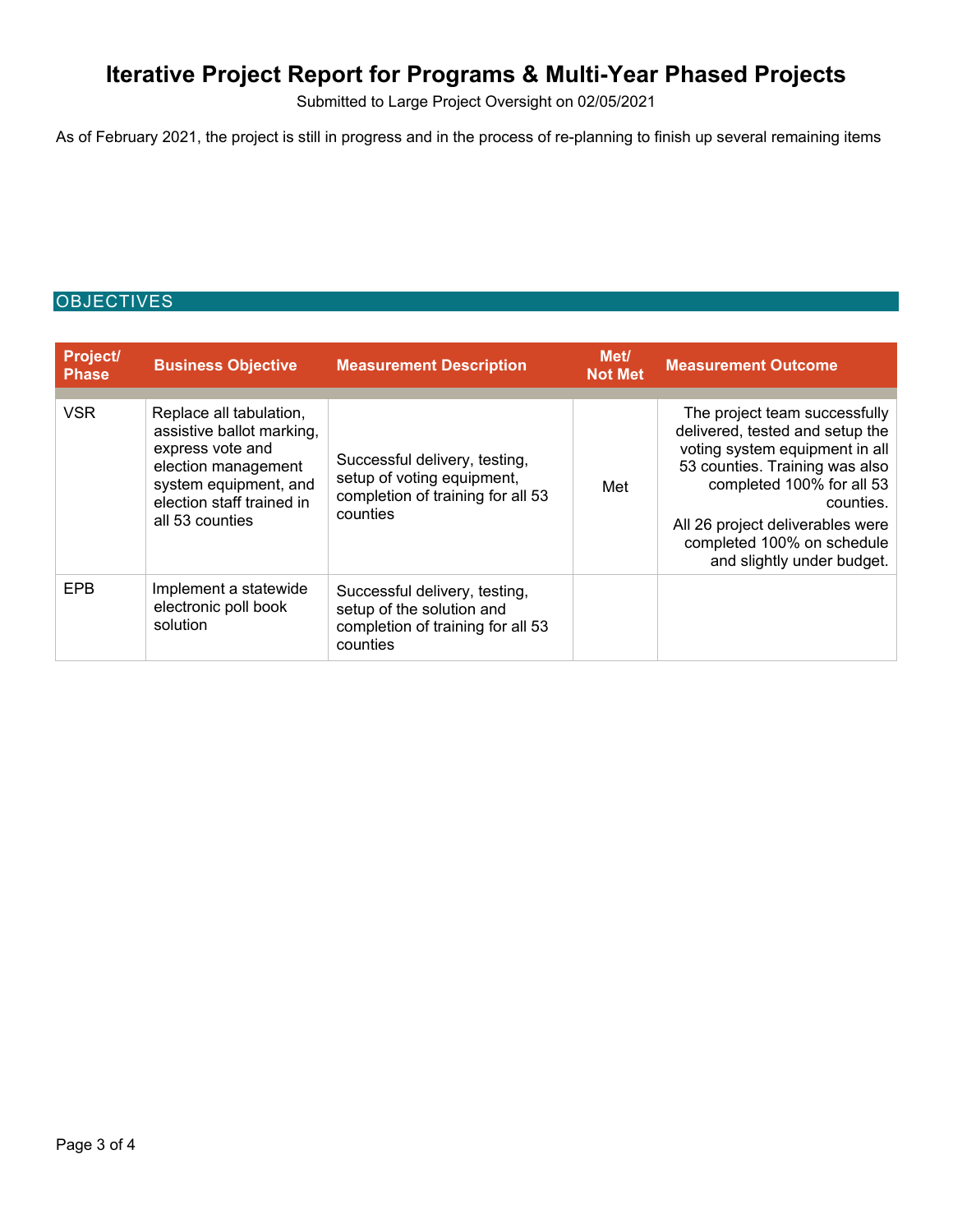# Iterative Project Report for Programs & Multi-Year Phased Projects

Submitted to Large Project Oversight on 02/05/2021

As of February 2021, the project is still in progress and in the process of re-planning to finish up several remaining items

## OBJECTIVES

| Project/ Phase | Business Objective | Measurement Description | Met/ Not Met | Measurement Outcome |
|---|---|---|---|---|
| VSR | Replace all tabulation, assistive ballot marking, express vote and election management system equipment, and election staff trained in all 53 counties | Successful delivery, testing, setup of voting equipment, completion of training for all 53 counties | Met | The project team successfully delivered, tested and setup the voting system equipment in all 53 counties. Training was also completed 100% for all 53 counties. All 26 project deliverables were completed 100% on schedule and slightly under budget. |
| EPB | Implement a statewide electronic poll book solution | Successful delivery, testing, setup of the solution and completion of training for all 53 counties | | |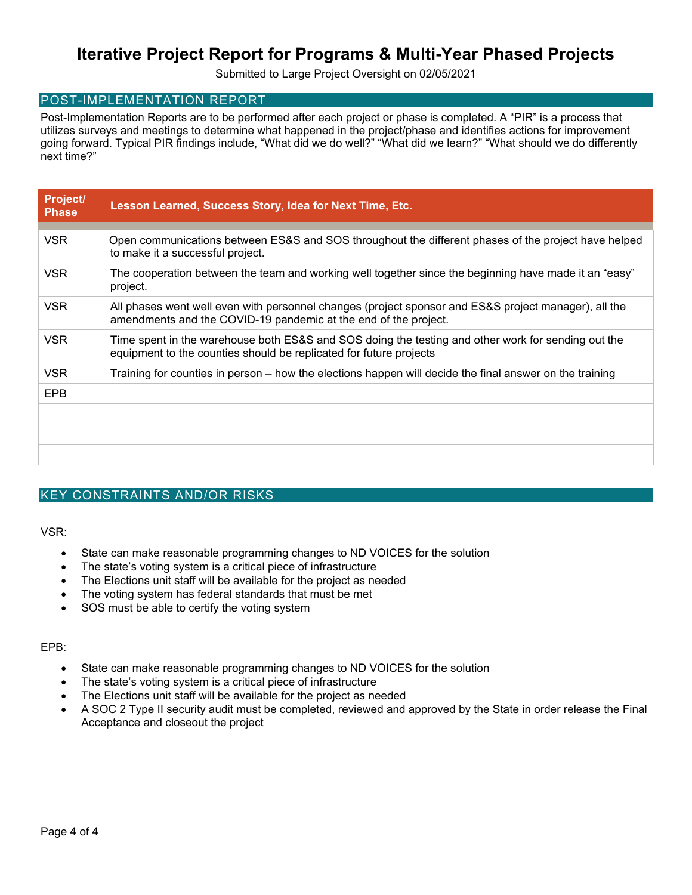# Iterative Project Report for Programs & Multi-Year Phased Projects

Submitted to Large Project Oversight on 02/05/2021

## POST-IMPLEMENTATION REPORT

Post-Implementation Reports are to be performed after each project or phase is completed. A "PIR" is a process that utilizes surveys and meetings to determine what happened in the project/phase and identifies actions for improvement going forward. Typical PIR findings include, "What did we do well?" "What did we learn?" "What should we do differently next time?"

| Project/ Phase | Lesson Learned, Success Story, Idea for Next Time, Etc. |
|---|---|
| VSR | Open communications between ES&S and SOS throughout the different phases of the project have helped to make it a successful project. |
| VSR | The cooperation between the team and working well together since the beginning have made it an "easy" project. |
| VSR | All phases went well even with personnel changes (project sponsor and ES&S project manager), all the amendments and the COVID-19 pandemic at the end of the project. |
| VSR | Time spent in the warehouse both ES&S and SOS doing the testing and other work for sending out the equipment to the counties should be replicated for future projects |
| VSR | Training for counties in person – how the elections happen will decide the final answer on the training |
| EPB | |
| | |
| | |
| | |

## KEY CONSTRAINTS AND/OR RISKS

VSR:

- State can make reasonable programming changes to ND VOICES for the solution
- The state's voting system is a critical piece of infrastructure
- The Elections unit staff will be available for the project as needed
- The voting system has federal standards that must be met
- SOS must be able to certify the voting system

EPB:

- State can make reasonable programming changes to ND VOICES for the solution
- The state's voting system is a critical piece of infrastructure
- The Elections unit staff will be available for the project as needed
- A SOC 2 Type II security audit must be completed, reviewed and approved by the State in order release the Final Acceptance and closeout the project